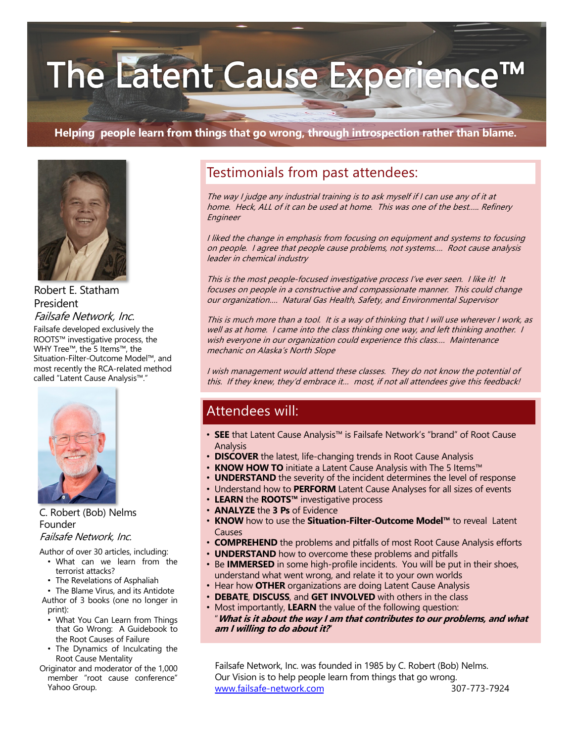# The Latent Cause Experience™

**Helping people learn from things that go wrong, through introspection rather than blame.**

Robert E. Statham
President
*Failsafe Network, Inc.*

Failsafe developed exclusively the ROOTS™ investigative process, the WHY Tree™, the 5 Items™, the Situation-Filter-Outcome Model™, and most recently the RCA-related method called "Latent Cause Analysis™."

C. Robert (Bob) Nelms
Founder
*Failsafe Network, Inc.*

Author of over 30 articles, including:

- What can we learn from the terrorist attacks?
- The Revelations of Asphaliah
- The Blame Virus, and its Antidote

Author of 3 books (one no longer in print):

- What You Can Learn from Things that Go Wrong: A Guidebook to the Root Causes of Failure
- The Dynamics of Inculcating the Root Cause Mentality

Originator and moderator of the 1,000 member "root cause conference" Yahoo Group.

## Testimonials from past attendees:

*The way I judge any industrial training is to ask myself if I can use any of it at home. Heck, ALL of it can be used at home. This was one of the best..... Refinery Engineer*

*I liked the change in emphasis from focusing on equipment and systems to focusing on people. I agree that people cause problems, not systems.... Root cause analysis leader in chemical industry*

*This is the most people-focused investigative process I've ever seen. I like it! It focuses on people in a constructive and compassionate manner. This could change our organization.... Natural Gas Health, Safety, and Environmental Supervisor*

*This is much more than a tool. It is a way of thinking that I will use wherever I work, as well as at home. I came into the class thinking one way, and left thinking another. I wish everyone in our organization could experience this class.... Maintenance mechanic on Alaska's North Slope*

*I wish management would attend these classes. They do not know the potential of this. If they knew, they'd embrace it... most, if not all attendees give this feedback!*

## Attendees will:

- **SEE** that Latent Cause Analysis™ is Failsafe Network's "brand" of Root Cause Analysis
- **DISCOVER** the latest, life-changing trends in Root Cause Analysis
- **KNOW HOW TO** initiate a Latent Cause Analysis with The 5 Items™
- **UNDERSTAND** the severity of the incident determines the level of response
- Understand how to **PERFORM** Latent Cause Analyses for all sizes of events
- **LEARN** the **ROOTS™** investigative process
- **ANALYZE** the **3 Ps** of Evidence
- **KNOW** how to use the **Situation-Filter-Outcome Model™** to reveal Latent Causes
- **COMPREHEND** the problems and pitfalls of most Root Cause Analysis efforts
- **UNDERSTAND** how to overcome these problems and pitfalls
- Be **IMMERSED** in some high-profile incidents. You will be put in their shoes, understand what went wrong, and relate it to your own worlds
- Hear how **OTHER** organizations are doing Latent Cause Analysis
- **DEBATE**, **DISCUSS**, and **GET INVOLVED** with others in the class
- Most importantly, **LEARN** the value of the following question: "***What is it about the way I am that contributes to our problems, and what am I willing to do about it?***"

Failsafe Network, Inc. was founded in 1985 by C. Robert (Bob) Nelms.
Our Vision is to help people learn from things that go wrong.
[www.failsafe-network.com](www.failsafe-network.com) 307-773-7924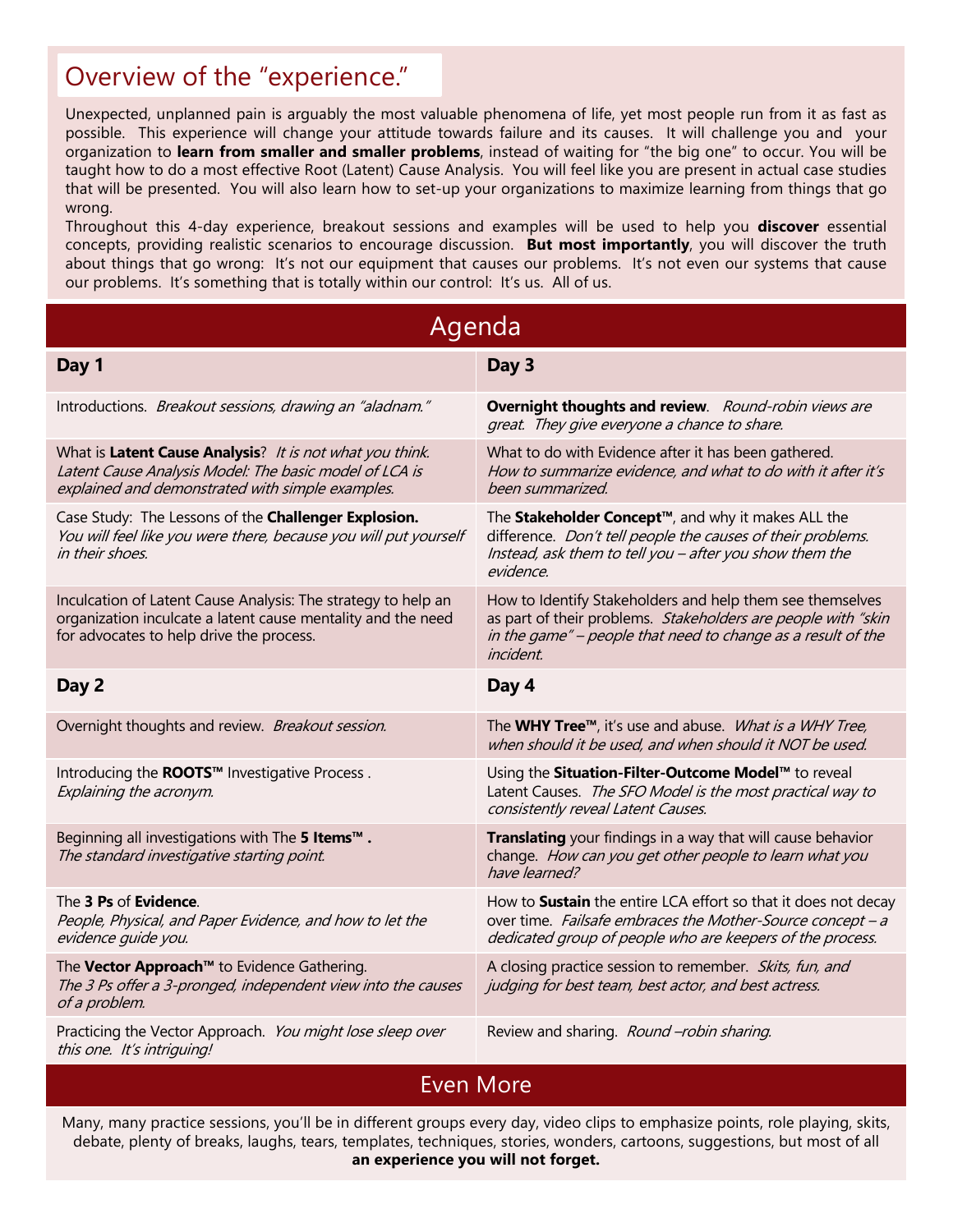## Overview of the "experience."

Unexpected, unplanned pain is arguably the most valuable phenomena of life, yet most people run from it as fast as possible. This experience will change your attitude towards failure and its causes. It will challenge you and your organization to **learn from smaller and smaller problems**, instead of waiting for "the big one" to occur. You will be taught how to do a most effective Root (Latent) Cause Analysis. You will feel like you are present in actual case studies that will be presented. You will also learn how to set-up your organizations to maximize learning from things that go wrong.

Throughout this 4-day experience, breakout sessions and examples will be used to help you **discover** essential concepts, providing realistic scenarios to encourage discussion. **But most importantly**, you will discover the truth about things that go wrong: It's not our equipment that causes our problems. It's not even our systems that cause our problems. It's something that is totally within our control: It's us. All of us.

## Agenda

### Day 1

- Introductions. *Breakout sessions, drawing an "aladnam."*
- What is **Latent Cause Analysis**? *It is not what you think. Latent Cause Analysis Model: The basic model of LCA is explained and demonstrated with simple examples.*
- Case Study: The Lessons of the **Challenger Explosion.** *You will feel like you were there, because you will put yourself in their shoes.*
- Inculcation of Latent Cause Analysis: The strategy to help an organization inculcate a latent cause mentality and the need for advocates to help drive the process.

### Day 2

- Overnight thoughts and review. *Breakout session.*
- Introducing the **ROOTS™** Investigative Process . *Explaining the acronym.*
- Beginning all investigations with The **5 Items™ .** *The standard investigative starting point.*
- The **3 Ps** of **Evidence**. *People, Physical, and Paper Evidence, and how to let the evidence guide you.*
- The **Vector Approach™** to Evidence Gathering. *The 3 Ps offer a 3-pronged, independent view into the causes of a problem.*
- Practicing the Vector Approach. *You might lose sleep over this one. It's intriguing!*

### Day 3

- **Overnight thoughts and review**. *Round-robin views are great. They give everyone a chance to share.*
- What to do with Evidence after it has been gathered. *How to summarize evidence, and what to do with it after it's been summarized.*
- The **Stakeholder Concept™**, and why it makes ALL the difference. *Don't tell people the causes of their problems. Instead, ask them to tell you – after you show them the evidence.*
- How to Identify Stakeholders and help them see themselves as part of their problems. *Stakeholders are people with "skin in the game" – people that need to change as a result of the incident.*

### Day 4

- The **WHY Tree™**, it's use and abuse. *What is a WHY Tree, when should it be used, and when should it NOT be used.*
- Using the **Situation-Filter-Outcome Model™** to reveal Latent Causes. *The SFO Model is the most practical way to consistently reveal Latent Causes.*
- **Translating** your findings in a way that will cause behavior change. *How can you get other people to learn what you have learned?*
- How to **Sustain** the entire LCA effort so that it does not decay over time. *Failsafe embraces the Mother-Source concept – a dedicated group of people who are keepers of the process.*
- A closing practice session to remember. *Skits, fun, and judging for best team, best actor, and best actress.*
- Review and sharing. *Round –robin sharing.*

## Even More

Many, many practice sessions, you'll be in different groups every day, video clips to emphasize points, role playing, skits, debate, plenty of breaks, laughs, tears, templates, techniques, stories, wonders, cartoons, suggestions, but most of all **an experience you will not forget.**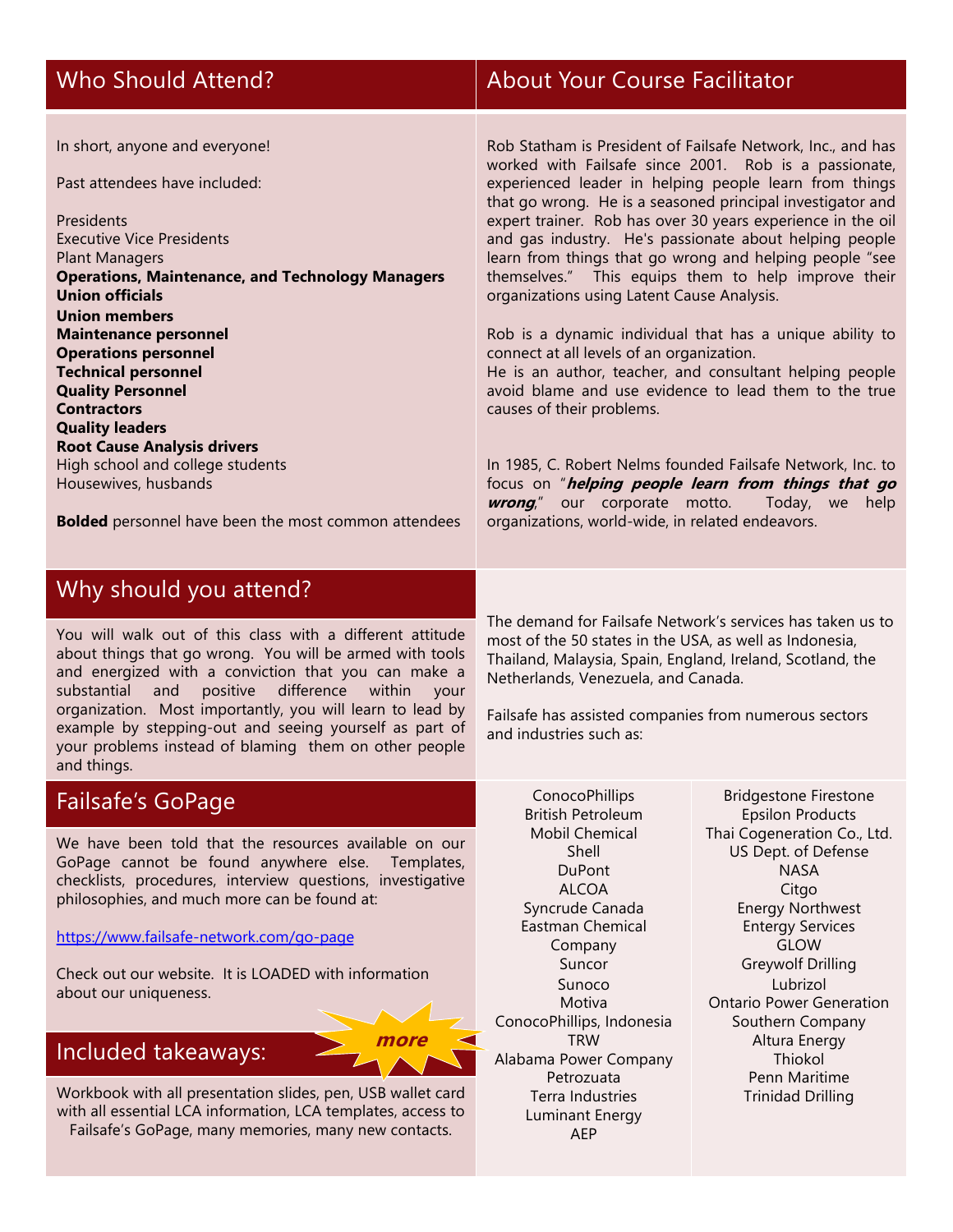## Who Should Attend?

In short, anyone and everyone!

Past attendees have included:

Presidents
Executive Vice Presidents
Plant Managers
**Operations, Maintenance, and Technology Managers**
**Union officials**
**Union members**
**Maintenance personnel**
**Operations personnel**
**Technical personnel**
**Quality Personnel**
**Contractors**
**Quality leaders**
**Root Cause Analysis drivers**
High school and college students
Housewives, husbands

**Bolded** personnel have been the most common attendees

## Why should you attend?

You will walk out of this class with a different attitude about things that go wrong. You will be armed with tools and energized with a conviction that you can make a substantial and positive difference within your organization. Most importantly, you will learn to lead by example by stepping-out and seeing yourself as part of your problems instead of blaming them on other people and things.

## Failsafe's GoPage

We have been told that the resources available on our GoPage cannot be found anywhere else. Templates, checklists, procedures, interview questions, investigative philosophies, and much more can be found at:

https://www.failsafe-network.com/go-page

Check out our website. It is LOADED with information about our uniqueness.

## Included takeaways:

*more*

Workbook with all presentation slides, pen, USB wallet card with all essential LCA information, LCA templates, access to Failsafe's GoPage, many memories, many new contacts.

## About Your Course Facilitator

Rob Statham is President of Failsafe Network, Inc., and has worked with Failsafe since 2001. Rob is a passionate, experienced leader in helping people learn from things that go wrong. He is a seasoned principal investigator and expert trainer. Rob has over 30 years experience in the oil and gas industry. He's passionate about helping people learn from things that go wrong and helping people "see themselves." This equips them to help improve their organizations using Latent Cause Analysis.

Rob is a dynamic individual that has a unique ability to connect at all levels of an organization.
He is an author, teacher, and consultant helping people avoid blame and use evidence to lead them to the true causes of their problems.

In 1985, C. Robert Nelms founded Failsafe Network, Inc. to focus on "***helping people learn from things that go wrong***," our corporate motto. Today, we help organizations, world-wide, in related endeavors.

The demand for Failsafe Network's services has taken us to most of the 50 states in the USA, as well as Indonesia, Thailand, Malaysia, Spain, England, Ireland, Scotland, the Netherlands, Venezuela, and Canada.

Failsafe has assisted companies from numerous sectors and industries such as:

ConocoPhillips
British Petroleum
Mobil Chemical
Shell
DuPont
ALCOA
Syncrude Canada
Eastman Chemical Company
Suncor
Sunoco
Motiva
ConocoPhillips, Indonesia
TRW
Alabama Power Company
Petrozuata
Terra Industries
Luminant Energy
AEP
Bridgestone Firestone
Epsilon Products
Thai Cogeneration Co., Ltd.
US Dept. of Defense
NASA
Citgo
Energy Northwest
Entergy Services
GLOW
Greywolf Drilling
Lubrizol
Ontario Power Generation
Southern Company
Altura Energy
Thiokol
Penn Maritime
Trinidad Drilling